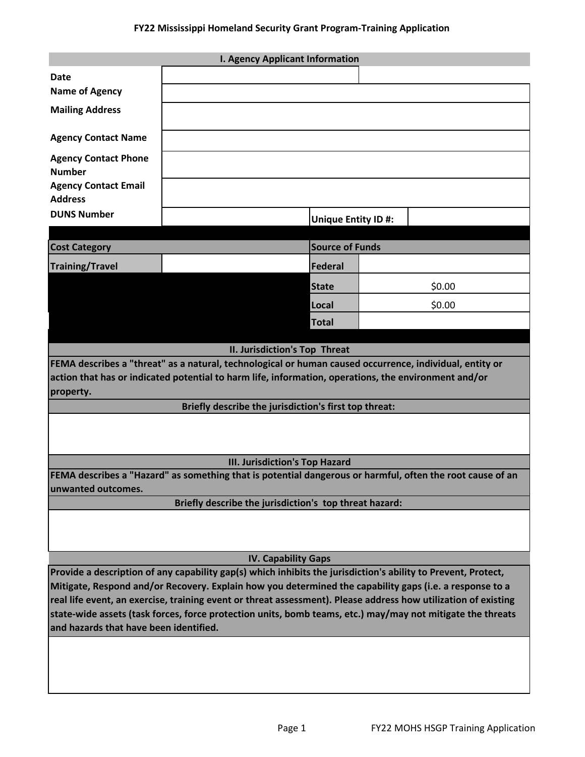# FY22 Mississippi Homeland Security Grant Program-Training Application

| I. Agency Applicant Information | | | |
|---|---|---|---|
| Date | | | |
| Name of Agency | | | |
| Mailing Address | | | |
| Agency Contact Name | | | |
| Agency Contact Phone Number | | | |
| Agency Contact Email Address | | | |
| DUNS Number | | Unique Entity ID #: | |

| Cost Category | | Source of Funds | |
|---|---|---|---|
| Training/Travel | | Federal | |
| | | State | $0.00 |
| | | Local | $0.00 |
| | | Total | |

## II. Jurisdiction's Top Threat

**FEMA describes a "threat" as a natural, technological or human caused occurrence, individual, entity or action that has or indicated potential to harm life, information, operations, the environment and/or property.**

**Briefly describe the jurisdiction's first top threat:**

## III. Jurisdiction's Top Hazard

**FEMA describes a "Hazard" as something that is potential dangerous or harmful, often the root cause of an unwanted outcomes.**

**Briefly describe the jurisdiction's top threat hazard:**

## IV. Capability Gaps

**Provide a description of any capability gap(s) which inhibits the jurisdiction's ability to Prevent, Protect, Mitigate, Respond and/or Recovery. Explain how you determined the capability gaps (i.e. a response to a real life event, an exercise, training event or threat assessment). Please address how utilization of existing state-wide assets (task forces, force protection units, bomb teams, etc.) may/may not mitigate the threats and hazards that have been identified.**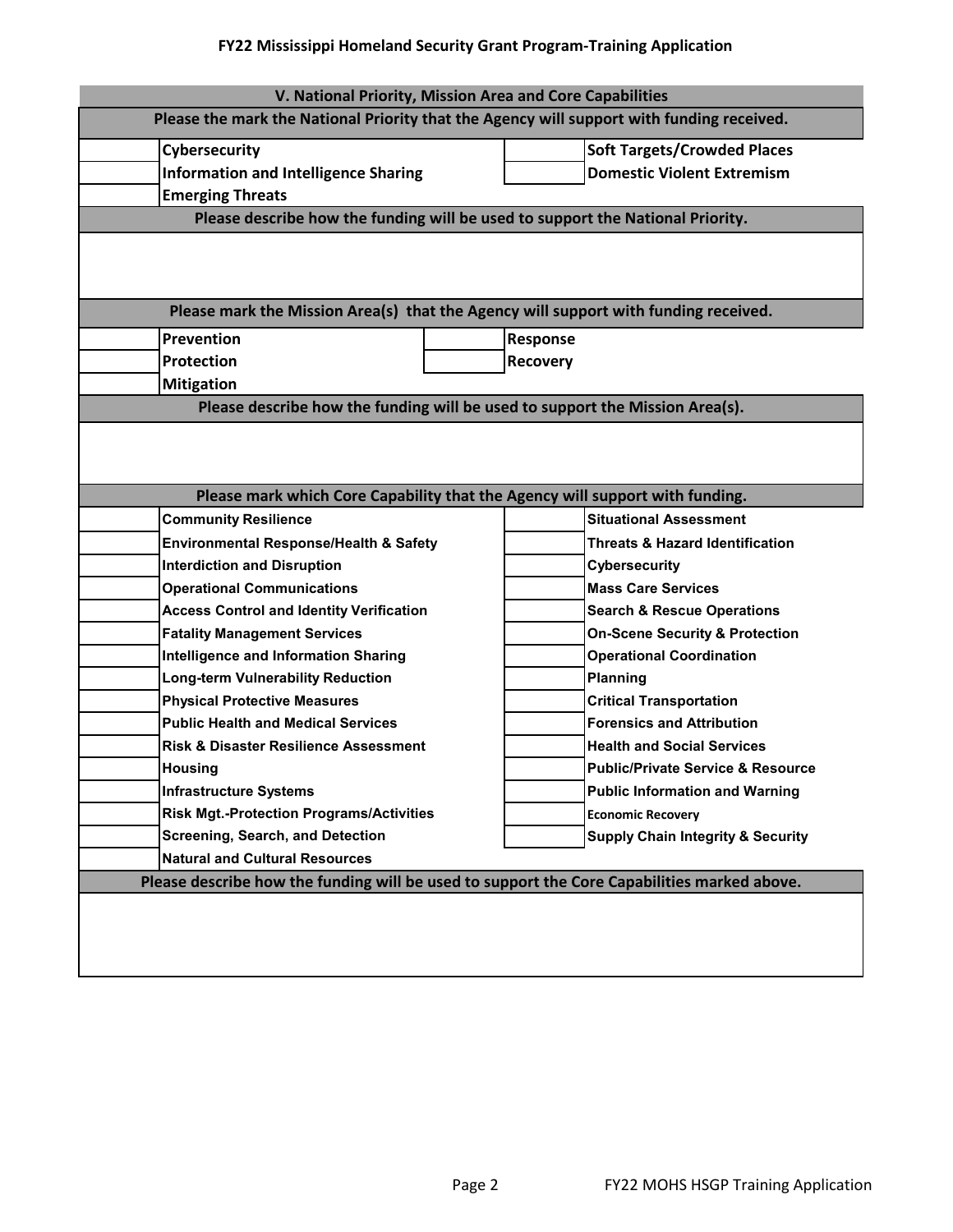## FY22 Mississippi Homeland Security Grant Program-Training Application

### V. National Priority, Mission Area and Core Capabilities

**Please the mark the National Priority that the Agency will support with funding received.**

| | | | |
|---|---|---|---|
| | **Cybersecurity** | | **Soft Targets/Crowded Places** |
| | **Information and Intelligence Sharing** | | **Domestic Violent Extremism** |
| | **Emerging Threats** | | |

**Please describe how the funding will be used to support the National Priority.**

**Please mark the Mission Area(s) that the Agency will support with funding received.**

| | | | |
|---|---|---|---|
| | **Prevention** | | **Response** |
| | **Protection** | | **Recovery** |
| | **Mitigation** | | |

**Please describe how the funding will be used to support the Mission Area(s).**

**Please mark which Core Capability that the Agency will support with funding.**

| | | | |
|---|---|---|---|
| | **Community Resilience** | | **Situational Assessment** |
| | **Environmental Response/Health & Safety** | | **Threats & Hazard Identification** |
| | **Interdiction and Disruption** | | **Cybersecurity** |
| | **Operational Communications** | | **Mass Care Services** |
| | **Access Control and Identity Verification** | | **Search & Rescue Operations** |
| | **Fatality Management Services** | | **On-Scene Security & Protection** |
| | **Intelligence and Information Sharing** | | **Operational Coordination** |
| | **Long-term Vulnerability Reduction** | | **Planning** |
| | **Physical Protective Measures** | | **Critical Transportation** |
| | **Public Health and Medical Services** | | **Forensics and Attribution** |
| | **Risk & Disaster Resilience Assessment** | | **Health and Social Services** |
| | **Housing** | | **Public/Private Service & Resource** |
| | **Infrastructure Systems** | | **Public Information and Warning** |
| | **Risk Mgt.-Protection Programs/Activities** | | **Economic Recovery** |
| | **Screening, Search, and Detection** | | **Supply Chain Integrity & Security** |
| | **Natural and Cultural Resources** | | |

**Please describe how the funding will be used to support the Core Capabilities marked above.**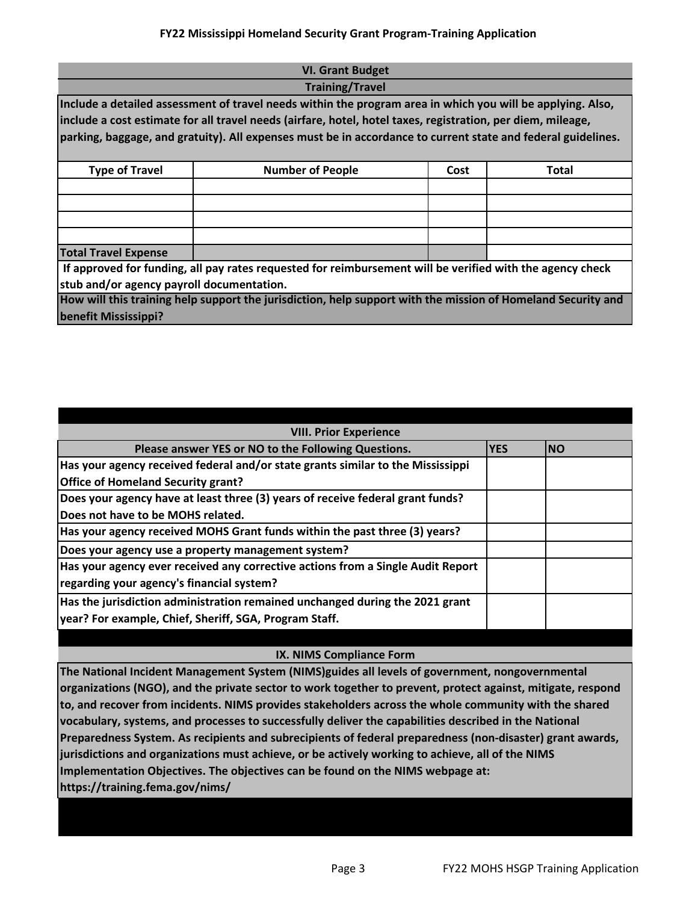FY22 Mississippi Homeland Security Grant Program-Training Application

## VI. Grant Budget

### Training/Travel

**Include a detailed assessment of travel needs within the program area in which you will be applying. Also, include a cost estimate for all travel needs (airfare, hotel, hotel taxes, registration, per diem, mileage, parking, baggage, and gratuity). All expenses must be in accordance to current state and federal guidelines.**

| Type of Travel | Number of People | Cost | Total |
|---|---|---|---|
| | | | |
| | | | |
| | | | |
| | | | |
| **Total Travel Expense** | | | |

**If approved for funding, all pay rates requested for reimbursement will be verified with the agency check stub and/or agency payroll documentation.**

**How will this training help support the jurisdiction, help support with the mission of Homeland Security and benefit Mississippi?**

## VIII. Prior Experience

| Please answer YES or NO to the Following Questions. | YES | NO |
|---|---|---|
| Has your agency received federal and/or state grants similar to the Mississippi Office of Homeland Security grant? | | |
| Does your agency have at least three (3) years of receive federal grant funds? Does not have to be MOHS related. | | |
| Has your agency received MOHS Grant funds within the past three (3) years? | | |
| Does your agency use a property management system? | | |
| Has your agency ever received any corrective actions from a Single Audit Report regarding your agency's financial system? | | |
| Has the jurisdiction administration remained unchanged during the 2021 grant year? For example, Chief, Sheriff, SGA, Program Staff. | | |

## IX. NIMS Compliance Form

**The National Incident Management System (NIMS)guides all levels of government, nongovernmental organizations (NGO), and the private sector to work together to prevent, protect against, mitigate, respond to, and recover from incidents. NIMS provides stakeholders across the whole community with the shared vocabulary, systems, and processes to successfully deliver the capabilities described in the National Preparedness System. As recipients and subrecipients of federal preparedness (non-disaster) grant awards, jurisdictions and organizations must achieve, or be actively working to achieve, all of the NIMS Implementation Objectives. The objectives can be found on the NIMS webpage at: https://training.fema.gov/nims/**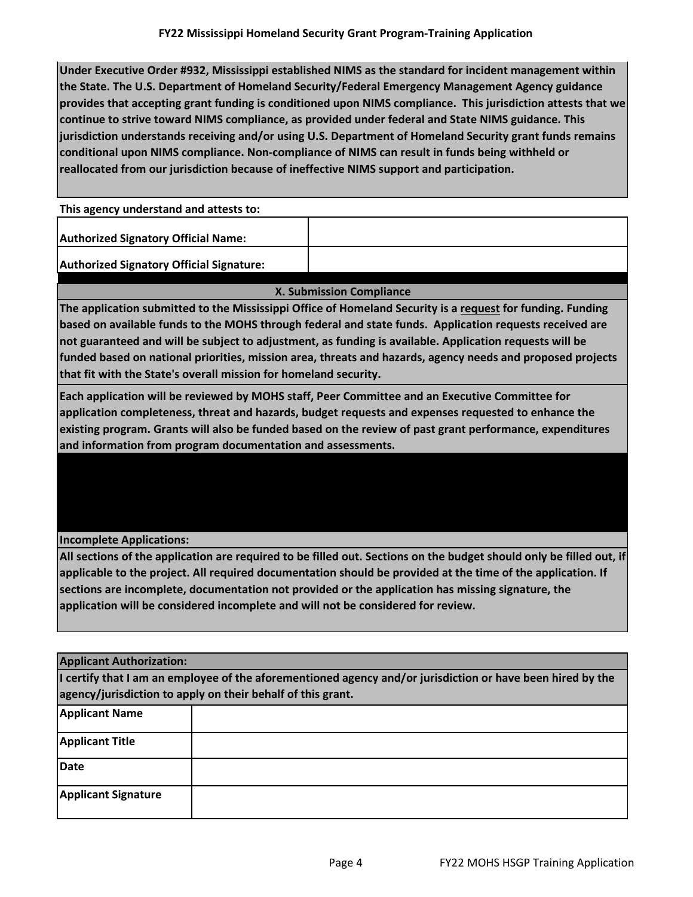**Under Executive Order #932, Mississippi established NIMS as the standard for incident management within the State. The U.S. Department of Homeland Security/Federal Emergency Management Agency guidance provides that accepting grant funding is conditioned upon NIMS compliance. This jurisdiction attests that we continue to strive toward NIMS compliance, as provided under federal and State NIMS guidance. This jurisdiction understands receiving and/or using U.S. Department of Homeland Security grant funds remains conditional upon NIMS compliance. Non-compliance of NIMS can result in funds being withheld or reallocated from our jurisdiction because of ineffective NIMS support and participation.**

**This agency understand and attests to:**

| | |
|---|---|
| **Authorized Signatory Official Name:** | |
| **Authorized Signatory Official Signature:** | |

## X. Submission Compliance

**The application submitted to the Mississippi Office of Homeland Security is a <u>request</u> for funding. Funding based on available funds to the MOHS through federal and state funds. Application requests received are not guaranteed and will be subject to adjustment, as funding is available. Application requests will be funded based on national priorities, mission area, threats and hazards, agency needs and proposed projects that fit with the State's overall mission for homeland security.**

**Each application will be reviewed by MOHS staff, Peer Committee and an Executive Committee for application completeness, threat and hazards, budget requests and expenses requested to enhance the existing program. Grants will also be funded based on the review of past grant performance, expenditures and information from program documentation and assessments.**

**Incomplete Applications:**

**All sections of the application are required to be filled out. Sections on the budget should only be filled out, if applicable to the project. All required documentation should be provided at the time of the application. If sections are incomplete, documentation not provided or the application has missing signature, the application will be considered incomplete and will not be considered for review.**

**Applicant Authorization:**

**I certify that I am an employee of the aforementioned agency and/or jurisdiction or have been hired by the agency/jurisdiction to apply on their behalf of this grant.**

| | |
|---|---|
| **Applicant Name** | |
| **Applicant Title** | |
| **Date** | |
| **Applicant Signature** | |